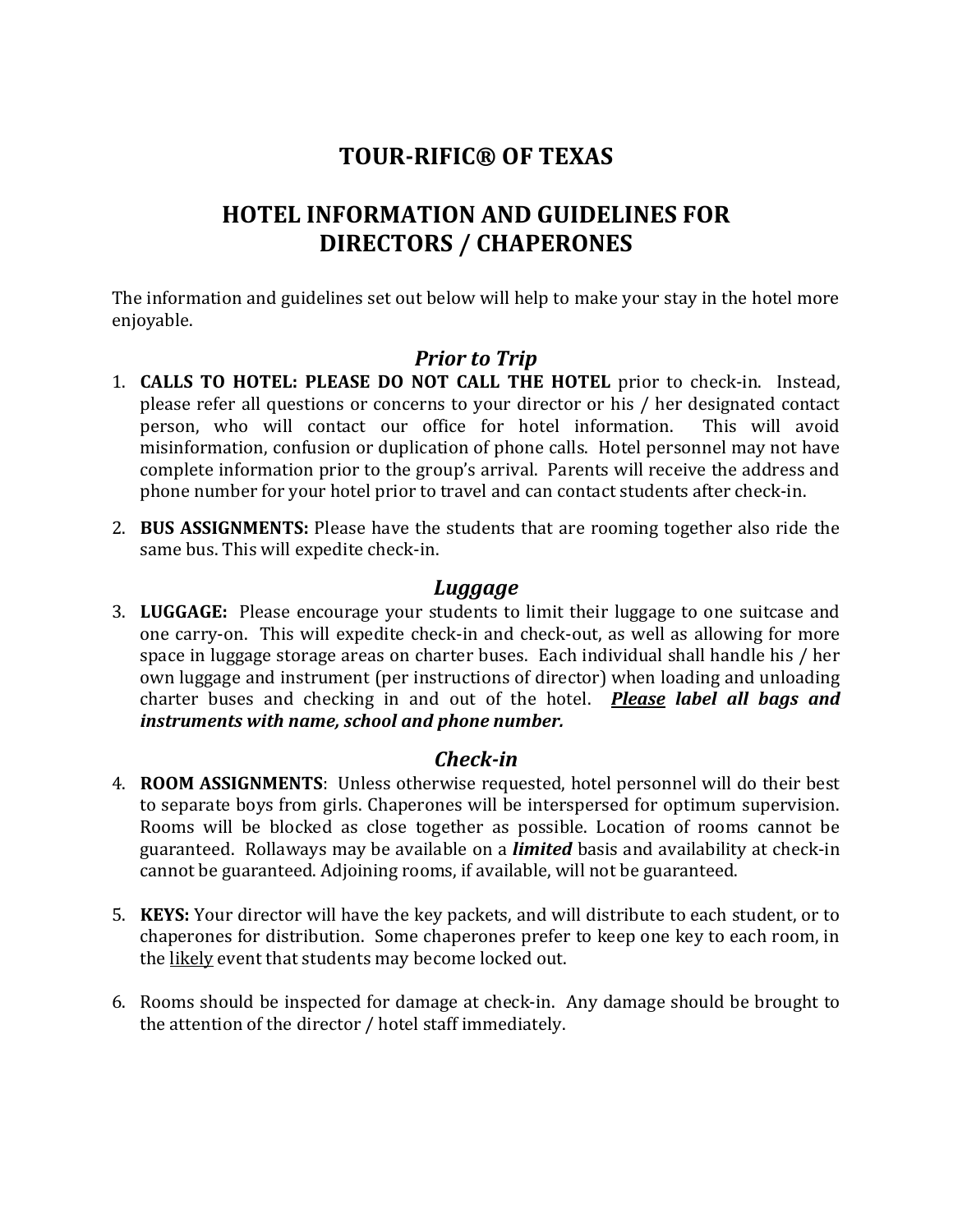# TOUR-RIFIC® OF TEXAS

## HOTEL INFORMATION AND GUIDELINES FOR DIRECTORS / CHAPERONES

The information and guidelines set out below will help to make your stay in the hotel more enjoyable.

### *Prior to Trip*

1. **CALLS TO HOTEL: PLEASE DO NOT CALL THE HOTEL** prior to check-in. Instead, please refer all questions or concerns to your director or his / her designated contact person, who will contact our office for hotel information. This will avoid misinformation, confusion or duplication of phone calls. Hotel personnel may not have complete information prior to the group's arrival. Parents will receive the address and phone number for your hotel prior to travel and can contact students after check-in.

2. **BUS ASSIGNMENTS:** Please have the students that are rooming together also ride the same bus. This will expedite check-in.

### *Luggage*

3. **LUGGAGE:** Please encourage your students to limit their luggage to one suitcase and one carry-on. This will expedite check-in and check-out, as well as allowing for more space in luggage storage areas on charter buses. Each individual shall handle his / her own luggage and instrument (per instructions of director) when loading and unloading charter buses and checking in and out of the hotel. ***<u>Please</u> label all bags and instruments with name, school and phone number.***

### *Check-in*

4. **ROOM ASSIGNMENTS**: Unless otherwise requested, hotel personnel will do their best to separate boys from girls. Chaperones will be interspersed for optimum supervision. Rooms will be blocked as close together as possible. Location of rooms cannot be guaranteed. Rollaways may be available on a ***limited*** basis and availability at check-in cannot be guaranteed. Adjoining rooms, if available, will not be guaranteed.

5. **KEYS:** Your director will have the key packets, and will distribute to each student, or to chaperones for distribution. Some chaperones prefer to keep one key to each room, in the <u>likely</u> event that students may become locked out.

6. Rooms should be inspected for damage at check-in. Any damage should be brought to the attention of the director / hotel staff immediately.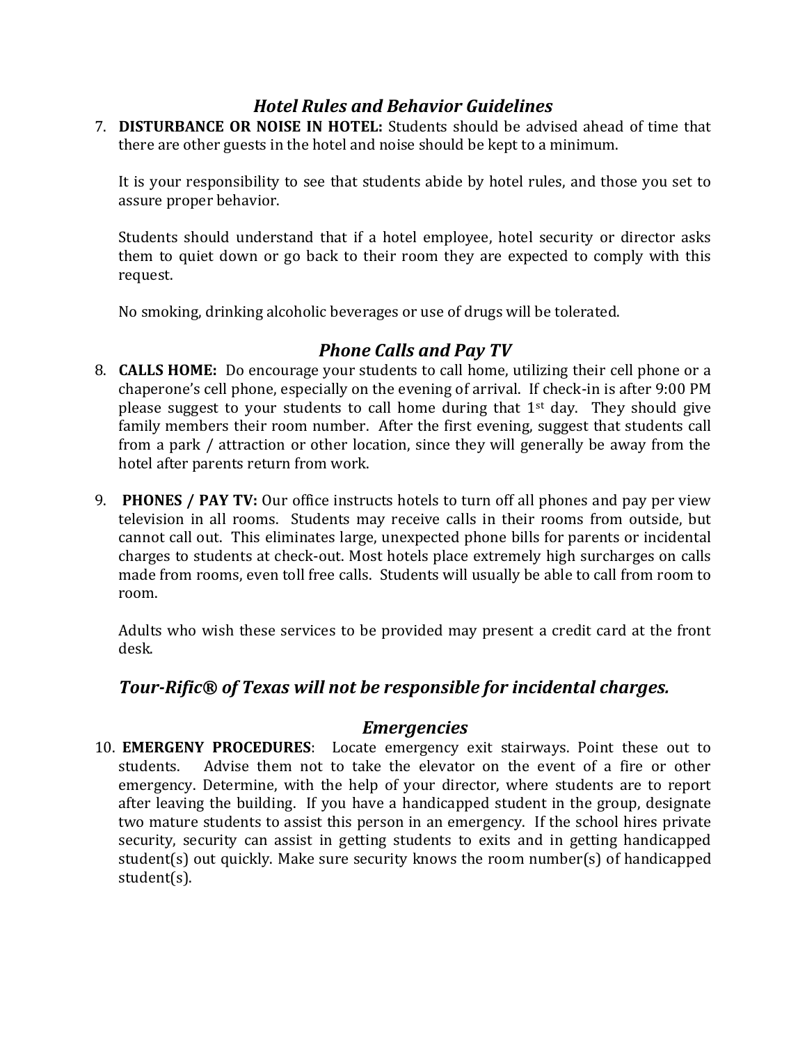## *Hotel Rules and Behavior Guidelines*

7. **DISTURBANCE OR NOISE IN HOTEL:** Students should be advised ahead of time that there are other guests in the hotel and noise should be kept to a minimum.

   It is your responsibility to see that students abide by hotel rules, and those you set to assure proper behavior.

   Students should understand that if a hotel employee, hotel security or director asks them to quiet down or go back to their room they are expected to comply with this request.

   No smoking, drinking alcoholic beverages or use of drugs will be tolerated.

## *Phone Calls and Pay TV*

8. **CALLS HOME:** Do encourage your students to call home, utilizing their cell phone or a chaperone's cell phone, especially on the evening of arrival. If check-in is after 9:00 PM please suggest to your students to call home during that 1st day. They should give family members their room number. After the first evening, suggest that students call from a park / attraction or other location, since they will generally be away from the hotel after parents return from work.

9. **PHONES / PAY TV:** Our office instructs hotels to turn off all phones and pay per view television in all rooms. Students may receive calls in their rooms from outside, but cannot call out. This eliminates large, unexpected phone bills for parents or incidental charges to students at check-out. Most hotels place extremely high surcharges on calls made from rooms, even toll free calls. Students will usually be able to call from room to room.

   Adults who wish these services to be provided may present a credit card at the front desk.

## *Tour-Rific® of Texas will not be responsible for incidental charges.*

## *Emergencies*

10. **EMERGENY PROCEDURES**: Locate emergency exit stairways. Point these out to students. Advise them not to take the elevator on the event of a fire or other emergency. Determine, with the help of your director, where students are to report after leaving the building. If you have a handicapped student in the group, designate two mature students to assist this person in an emergency. If the school hires private security, security can assist in getting students to exits and in getting handicapped student(s) out quickly. Make sure security knows the room number(s) of handicapped student(s).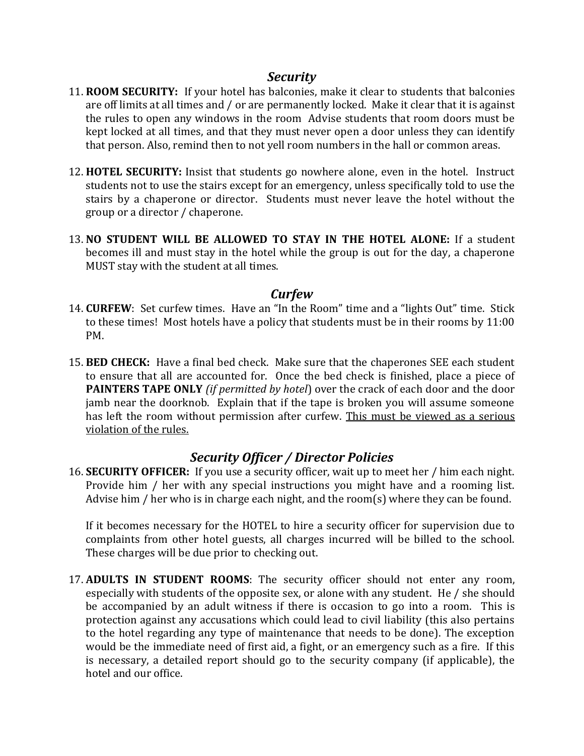## *Security*

11. **ROOM SECURITY:** If your hotel has balconies, make it clear to students that balconies are off limits at all times and / or are permanently locked. Make it clear that it is against the rules to open any windows in the room Advise students that room doors must be kept locked at all times, and that they must never open a door unless they can identify that person. Also, remind then to not yell room numbers in the hall or common areas.

12. **HOTEL SECURITY:** Insist that students go nowhere alone, even in the hotel. Instruct students not to use the stairs except for an emergency, unless specifically told to use the stairs by a chaperone or director. Students must never leave the hotel without the group or a director / chaperone.

13. **NO STUDENT WILL BE ALLOWED TO STAY IN THE HOTEL ALONE:** If a student becomes ill and must stay in the hotel while the group is out for the day, a chaperone MUST stay with the student at all times.

## *Curfew*

14. **CURFEW**: Set curfew times. Have an "In the Room" time and a "lights Out" time. Stick to these times! Most hotels have a policy that students must be in their rooms by 11:00 PM.

15. **BED CHECK:** Have a final bed check. Make sure that the chaperones SEE each student to ensure that all are accounted for. Once the bed check is finished, place a piece of **PAINTERS TAPE ONLY** *(if permitted by hotel*) over the crack of each door and the door jamb near the doorknob. Explain that if the tape is broken you will assume someone has left the room without permission after curfew. <u>This must be viewed as a serious violation of the rules.</u>

## *Security Officer / Director Policies*

16. **SECURITY OFFICER:** If you use a security officer, wait up to meet her / him each night. Provide him / her with any special instructions you might have and a rooming list. Advise him / her who is in charge each night, and the room(s) where they can be found.

    If it becomes necessary for the HOTEL to hire a security officer for supervision due to complaints from other hotel guests, all charges incurred will be billed to the school. These charges will be due prior to checking out.

17. **ADULTS IN STUDENT ROOMS**: The security officer should not enter any room, especially with students of the opposite sex, or alone with any student. He / she should be accompanied by an adult witness if there is occasion to go into a room. This is protection against any accusations which could lead to civil liability (this also pertains to the hotel regarding any type of maintenance that needs to be done). The exception would be the immediate need of first aid, a fight, or an emergency such as a fire. If this is necessary, a detailed report should go to the security company (if applicable), the hotel and our office.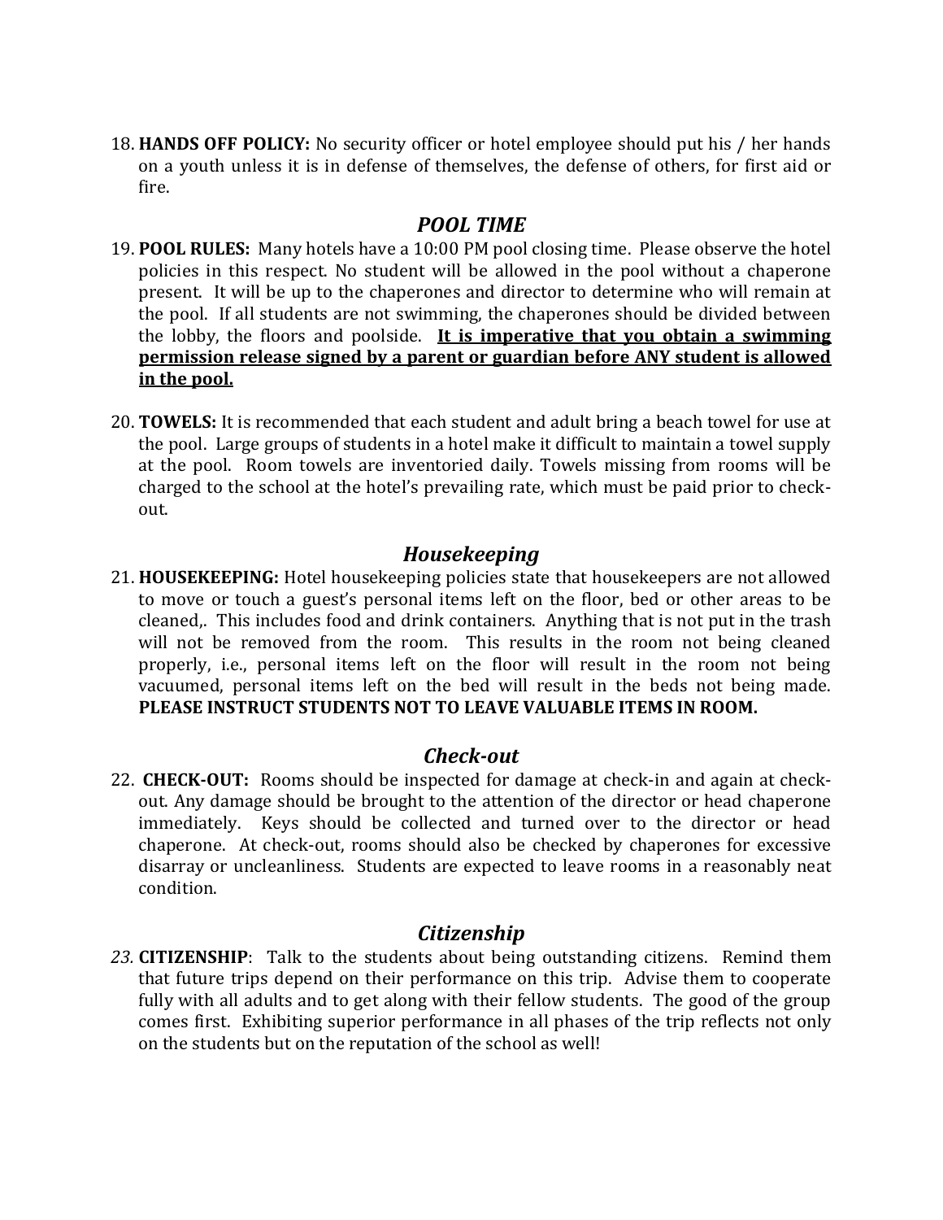18. **HANDS OFF POLICY:** No security officer or hotel employee should put his / her hands on a youth unless it is in defense of themselves, the defense of others, for first aid or fire.

## *POOL TIME*

19. **POOL RULES:** Many hotels have a 10:00 PM pool closing time. Please observe the hotel policies in this respect. No student will be allowed in the pool without a chaperone present. It will be up to the chaperones and director to determine who will remain at the pool. If all students are not swimming, the chaperones should be divided between the lobby, the floors and poolside. <u>**It is imperative that you obtain a swimming permission release signed by a parent or guardian before ANY student is allowed in the pool.**</u>

20. **TOWELS:** It is recommended that each student and adult bring a beach towel for use at the pool. Large groups of students in a hotel make it difficult to maintain a towel supply at the pool. Room towels are inventoried daily. Towels missing from rooms will be charged to the school at the hotel's prevailing rate, which must be paid prior to check-out.

## *Housekeeping*

21. **HOUSEKEEPING:** Hotel housekeeping policies state that housekeepers are not allowed to move or touch a guest's personal items left on the floor, bed or other areas to be cleaned,. This includes food and drink containers. Anything that is not put in the trash will not be removed from the room. This results in the room not being cleaned properly, i.e., personal items left on the floor will result in the room not being vacuumed, personal items left on the bed will result in the beds not being made. **PLEASE INSTRUCT STUDENTS NOT TO LEAVE VALUABLE ITEMS IN ROOM.**

## *Check-out*

22. **CHECK-OUT:** Rooms should be inspected for damage at check-in and again at check-out. Any damage should be brought to the attention of the director or head chaperone immediately. Keys should be collected and turned over to the director or head chaperone. At check-out, rooms should also be checked by chaperones for excessive disarray or uncleanliness. Students are expected to leave rooms in a reasonably neat condition.

## *Citizenship*

23. **CITIZENSHIP**: Talk to the students about being outstanding citizens. Remind them that future trips depend on their performance on this trip. Advise them to cooperate fully with all adults and to get along with their fellow students. The good of the group comes first. Exhibiting superior performance in all phases of the trip reflects not only on the students but on the reputation of the school as well!